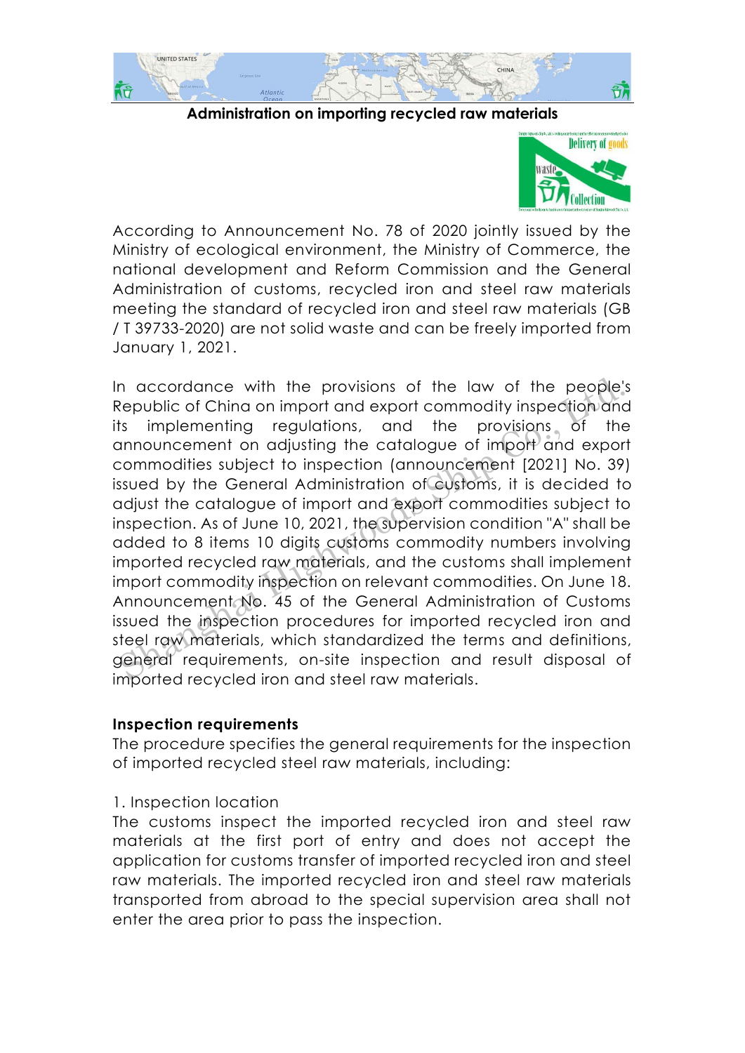# Administration on importing recycled raw materials

According to Announcement No. 78 of 2020 jointly issued by the Ministry of ecological environment, the Ministry of Commerce, the national development and Reform Commission and the General Administration of customs, recycled iron and steel raw materials meeting the standard of recycled iron and steel raw materials (GB / T 39733-2020) are not solid waste and can be freely imported from January 1, 2021.

In accordance with the provisions of the law of the people's Republic of China on import and export commodity inspection and its implementing regulations, and the provisions of the announcement on adjusting the catalogue of import and export commodities subject to inspection (announcement [2021] No. 39) issued by the General Administration of customs, it is decided to adjust the catalogue of import and export commodities subject to inspection. As of June 10, 2021, the supervision condition "A" shall be added to 8 items 10 digits customs commodity numbers involving imported recycled raw materials, and the customs shall implement import commodity inspection on relevant commodities. On June 18. Announcement No. 45 of the General Administration of Customs issued the inspection procedures for imported recycled iron and steel raw materials, which standardized the terms and definitions, general requirements, on-site inspection and result disposal of imported recycled iron and steel raw materials.

**Inspection requirements**

The procedure specifies the general requirements for the inspection of imported recycled steel raw materials, including:

1. Inspection location

The customs inspect the imported recycled iron and steel raw materials at the first port of entry and does not accept the application for customs transfer of imported recycled iron and steel raw materials. The imported recycled iron and steel raw materials transported from abroad to the special supervision area shall not enter the area prior to pass the inspection.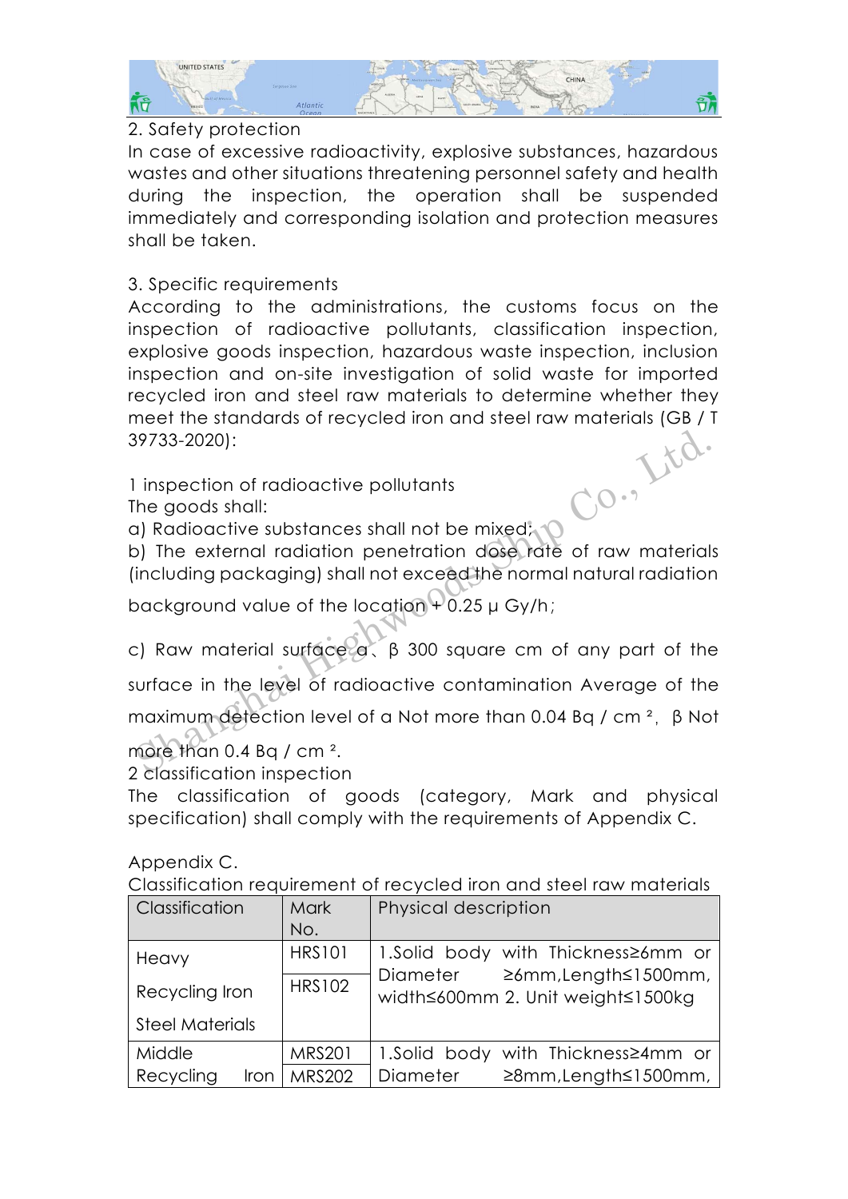2. Safety protection

In case of excessive radioactivity, explosive substances, hazardous wastes and other situations threatening personnel safety and health during the inspection, the operation shall be suspended immediately and corresponding isolation and protection measures shall be taken.

3. Specific requirements

According to the administrations, the customs focus on the inspection of radioactive pollutants, classification inspection, explosive goods inspection, hazardous waste inspection, inclusion inspection and on-site investigation of solid waste for imported recycled iron and steel raw materials to determine whether they meet the standards of recycled iron and steel raw materials (GB / T 39733-2020):

1 inspection of radioactive pollutants

The goods shall:

a) Radioactive substances shall not be mixed;

b) The external radiation penetration dose rate of raw materials (including packaging) shall not exceed the normal natural radiation background value of the location + 0.25 μ Gy/h；

c) Raw material surface α、β 300 square cm of any part of the surface in the level of radioactive contamination Average of the maximum detection level of α Not more than 0.04 Bq / cm ², β Not more than 0.4 Bq / cm ².

2 classification inspection

The classification of goods (category, Mark and physical specification) shall comply with the requirements of Appendix C.

Appendix C.

Classification requirement of recycled iron and steel raw materials

| Classification | Mark No. | Physical description |
|---|---|---|
| Heavy Recycling Iron Steel Materials | HRS101 | 1.Solid body with Thickness≥6mm or Diameter ≥6mm,Length≤1500mm, width≤600mm 2. Unit weight≤1500kg |
| | HRS102 | |
| Middle Recycling Iron | MRS201 | 1.Solid body with Thickness≥4mm or Diameter ≥8mm,Length≤1500mm, |
| | MRS202 | |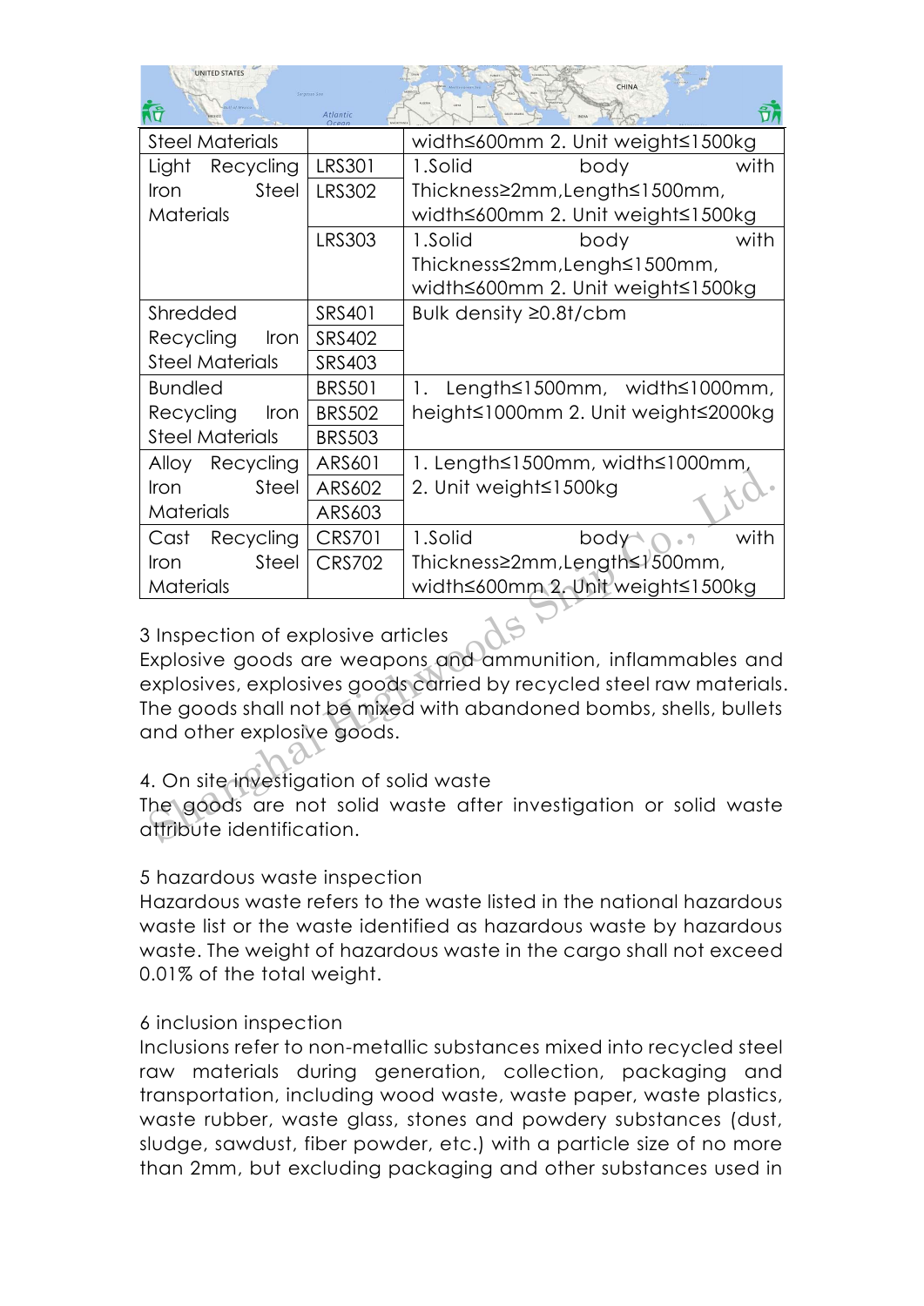| Steel Materials | | width≤600mm 2. Unit weight≤1500kg |
| --- | --- | --- |
| Light Recycling Iron Steel Materials | LRS301 | 1.Solid body with Thickness≥2mm,Length≤1500mm, width≤600mm 2. Unit weight≤1500kg |
| | LRS302 | |
| | LRS303 | 1.Solid body with Thickness≤2mm,Lengh≤1500mm, width≤600mm 2. Unit weight≤1500kg |
| Shredded Recycling Iron Steel Materials | SRS401 | Bulk density ≥0.8t/cbm |
| | SRS402 | |
| | SRS403 | |
| Bundled Recycling Iron Steel Materials | BRS501 | 1. Length≤1500mm, width≤1000mm, height≤1000mm 2. Unit weight≤2000kg |
| | BRS502 | |
| | BRS503 | |
| Alloy Recycling Iron Steel Materials | ARS601 | 1. Length≤1500mm, width≤1000mm, 2. Unit weight≤1500kg |
| | ARS602 | |
| | ARS603 | |
| Cast Recycling Iron Steel Materials | CRS701 | 1.Solid body with Thickness≥2mm,Length≤1500mm, width≤600mm 2. Unit weight≤1500kg |
| | CRS702 | |

3 Inspection of explosive articles

Explosive goods are weapons and ammunition, inflammables and explosives, explosives goods carried by recycled steel raw materials. The goods shall not be mixed with abandoned bombs, shells, bullets and other explosive goods.

4. On site investigation of solid waste

The goods are not solid waste after investigation or solid waste attribute identification.

5 hazardous waste inspection

Hazardous waste refers to the waste listed in the national hazardous waste list or the waste identified as hazardous waste by hazardous waste. The weight of hazardous waste in the cargo shall not exceed 0.01% of the total weight.

6 inclusion inspection

Inclusions refer to non-metallic substances mixed into recycled steel raw materials during generation, collection, packaging and transportation, including wood waste, waste paper, waste plastics, waste rubber, waste glass, stones and powdery substances (dust, sludge, sawdust, fiber powder, etc.) with a particle size of no more than 2mm, but excluding packaging and other substances used in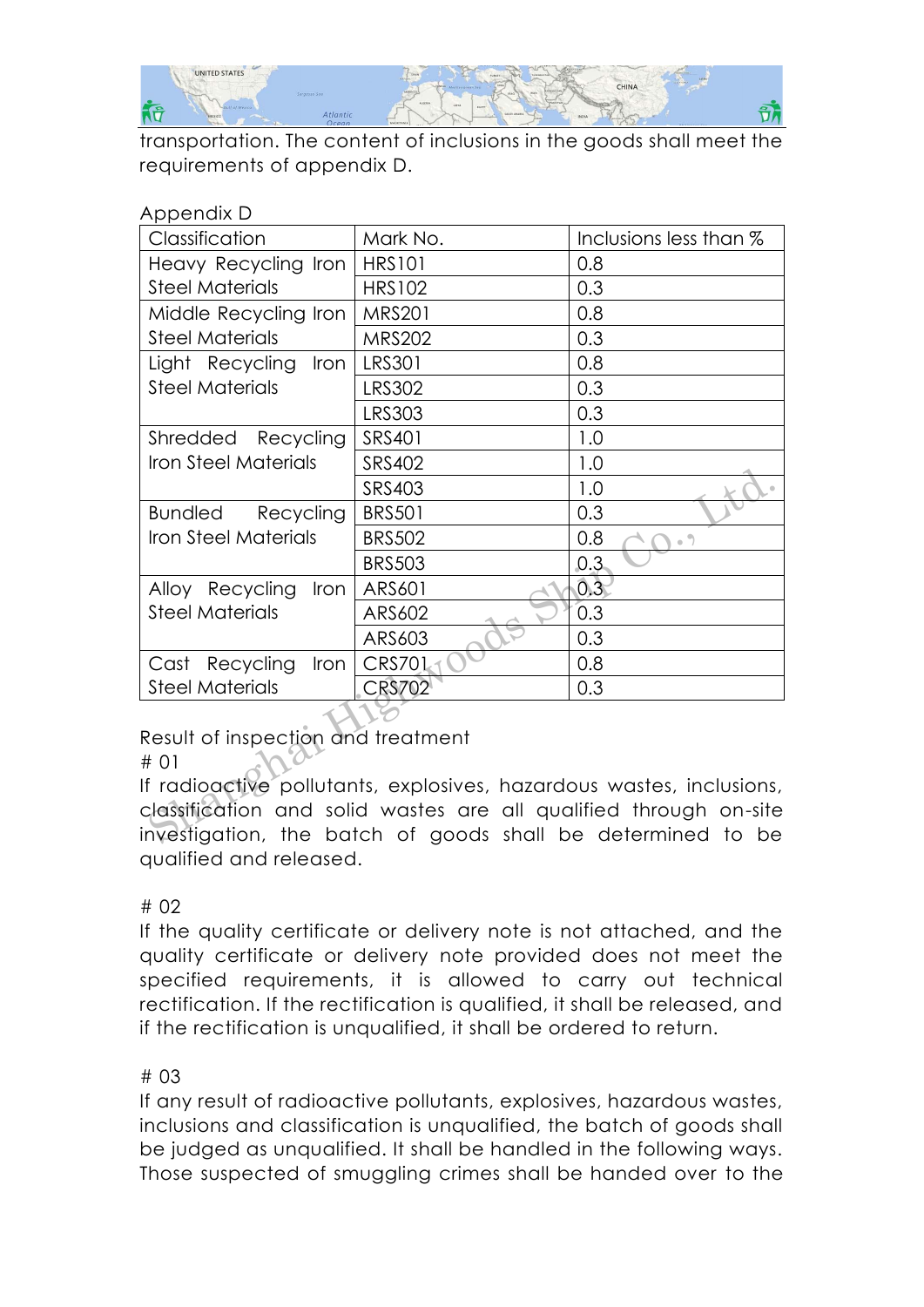transportation. The content of inclusions in the goods shall meet the requirements of appendix D.

Appendix D

| Classification | Mark No. | Inclusions less than % |
|---|---|---|
| Heavy Recycling Iron Steel Materials | HRS101 | 0.8 |
| | HRS102 | 0.3 |
| Middle Recycling Iron Steel Materials | MRS201 | 0.8 |
| | MRS202 | 0.3 |
| Light Recycling Iron Steel Materials | LRS301 | 0.8 |
| | LRS302 | 0.3 |
| | LRS303 | 0.3 |
| Shredded Recycling Iron Steel Materials | SRS401 | 1.0 |
| | SRS402 | 1.0 |
| | SRS403 | 1.0 |
| Bundled Recycling Iron Steel Materials | BRS501 | 0.3 |
| | BRS502 | 0.8 |
| | BRS503 | 0.3 |
| Alloy Recycling Iron Steel Materials | ARS601 | 0.3 |
| | ARS602 | 0.3 |
| | ARS603 | 0.3 |
| Cast Recycling Iron Steel Materials | CRS701 | 0.8 |
| | CRS702 | 0.3 |

Result of inspection and treatment

# 01

If radioactive pollutants, explosives, hazardous wastes, inclusions, classification and solid wastes are all qualified through on-site investigation, the batch of goods shall be determined to be qualified and released.

# 02

If the quality certificate or delivery note is not attached, and the quality certificate or delivery note provided does not meet the specified requirements, it is allowed to carry out technical rectification. If the rectification is qualified, it shall be released, and if the rectification is unqualified, it shall be ordered to return.

# 03

If any result of radioactive pollutants, explosives, hazardous wastes, inclusions and classification is unqualified, the batch of goods shall be judged as unqualified. It shall be handled in the following ways. Those suspected of smuggling crimes shall be handed over to the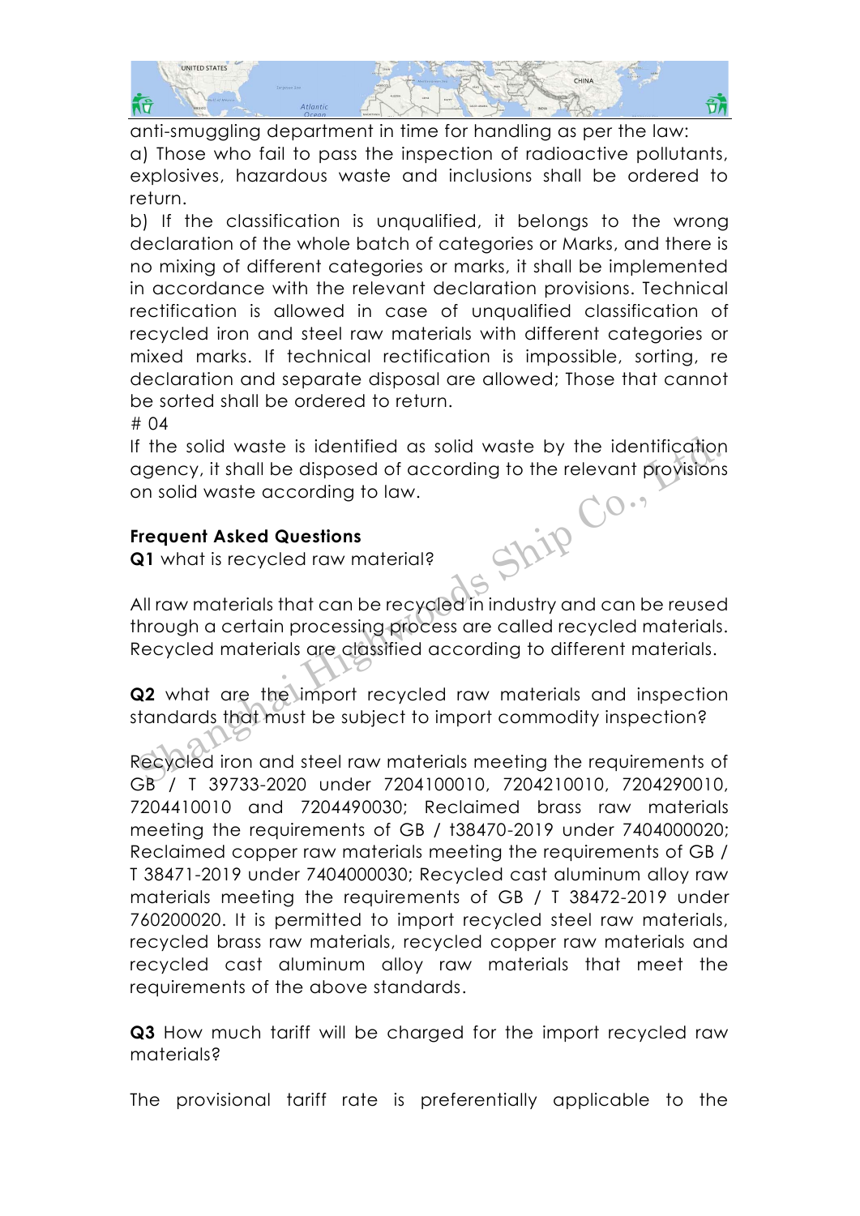anti-smuggling department in time for handling as per the law:

a) Those who fail to pass the inspection of radioactive pollutants, explosives, hazardous waste and inclusions shall be ordered to return.

b) If the classification is unqualified, it belongs to the wrong declaration of the whole batch of categories or Marks, and there is no mixing of different categories or marks, it shall be implemented in accordance with the relevant declaration provisions. Technical rectification is allowed in case of unqualified classification of recycled iron and steel raw materials with different categories or mixed marks. If technical rectification is impossible, sorting, re declaration and separate disposal are allowed; Those that cannot be sorted shall be ordered to return.

# 04

If the solid waste is identified as solid waste by the identification agency, it shall be disposed of according to the relevant provisions on solid waste according to law.

**Frequent Asked Questions**

**Q1** what is recycled raw material?

All raw materials that can be recycled in industry and can be reused through a certain processing process are called recycled materials. Recycled materials are classified according to different materials.

**Q2** what are the import recycled raw materials and inspection standards that must be subject to import commodity inspection?

Recycled iron and steel raw materials meeting the requirements of GB / T 39733-2020 under 7204100010, 7204210010, 7204290010, 7204410010 and 7204490030; Reclaimed brass raw materials meeting the requirements of GB / t38470-2019 under 7404000020; Reclaimed copper raw materials meeting the requirements of GB / T 38471-2019 under 7404000030; Recycled cast aluminum alloy raw materials meeting the requirements of GB / T 38472-2019 under 760200020. It is permitted to import recycled steel raw materials, recycled brass raw materials, recycled copper raw materials and recycled cast aluminum alloy raw materials that meet the requirements of the above standards.

**Q3** How much tariff will be charged for the import recycled raw materials?

The provisional tariff rate is preferentially applicable to the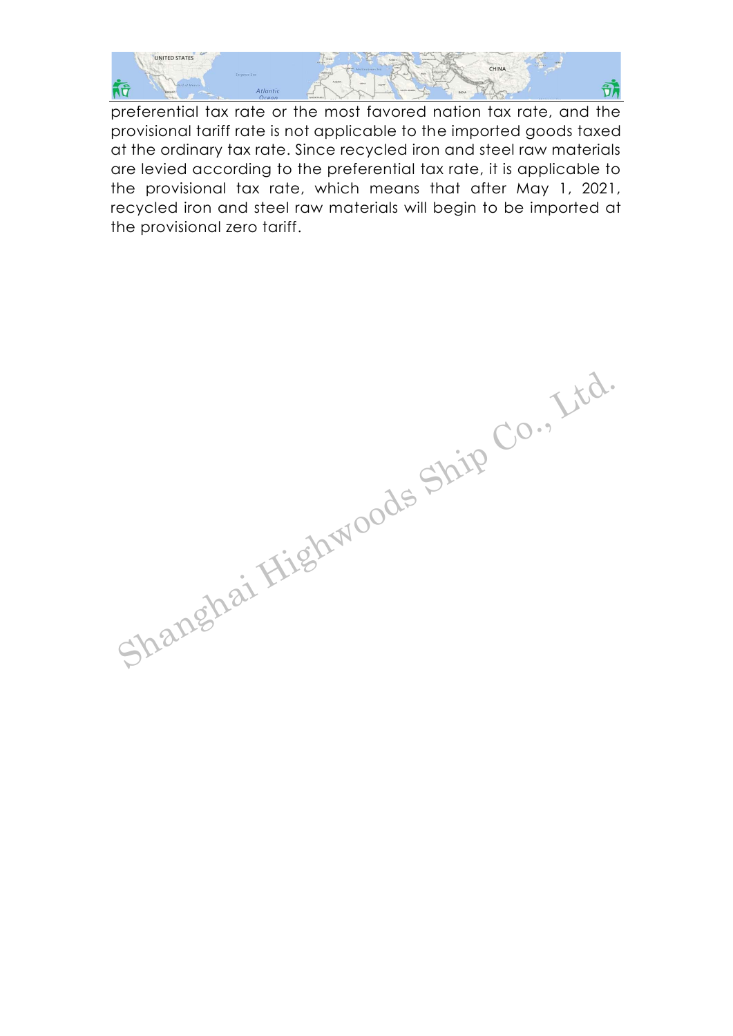preferential tax rate or the most favored nation tax rate, and the provisional tariff rate is not applicable to the imported goods taxed at the ordinary tax rate. Since recycled iron and steel raw materials are levied according to the preferential tax rate, it is applicable to the provisional tax rate, which means that after May 1, 2021, recycled iron and steel raw materials will begin to be imported at the provisional zero tariff.